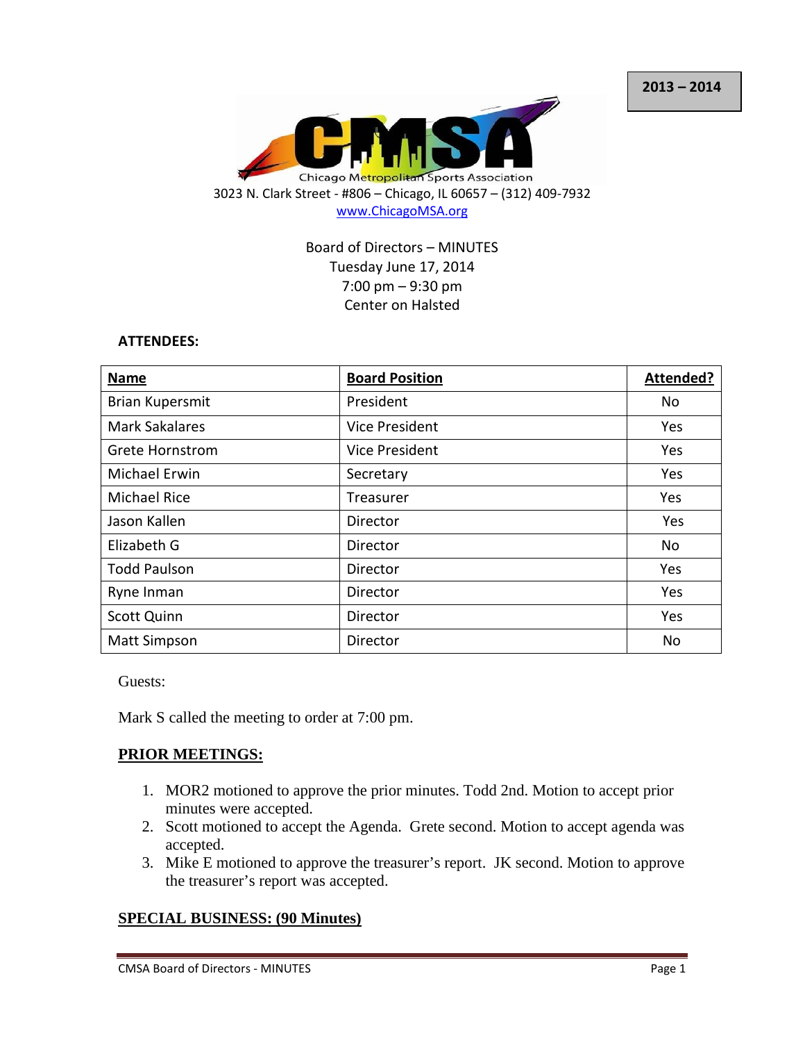2013 – 2014

CMSA

Chicago Metropolitan Sports Association

3023 N. Clark Street - #806 – Chicago, IL 60657 – (312) 409-7932

www.ChicagoMSA.org

Board of Directors – MINUTES
Tuesday June 17, 2014
7:00 pm – 9:30 pm
Center on Halsted

**ATTENDEES:**

| Name | Board Position | Attended? |
|---|---|---|
| Brian Kupersmit | President | No |
| Mark Sakalares | Vice President | Yes |
| Grete Hornstrom | Vice President | Yes |
| Michael Erwin | Secretary | Yes |
| Michael Rice | Treasurer | Yes |
| Jason Kallen | Director | Yes |
| Elizabeth G | Director | No |
| Todd Paulson | Director | Yes |
| Ryne Inman | Director | Yes |
| Scott Quinn | Director | Yes |
| Matt Simpson | Director | No |

Guests:

Mark S called the meeting to order at 7:00 pm.

## PRIOR MEETINGS:

1. MOR2 motioned to approve the prior minutes. Todd 2nd. Motion to accept prior minutes were accepted.
2. Scott motioned to accept the Agenda. Grete second. Motion to accept agenda was accepted.
3. Mike E motioned to approve the treasurer's report. JK second. Motion to approve the treasurer's report was accepted.

## SPECIAL BUSINESS: (90 Minutes)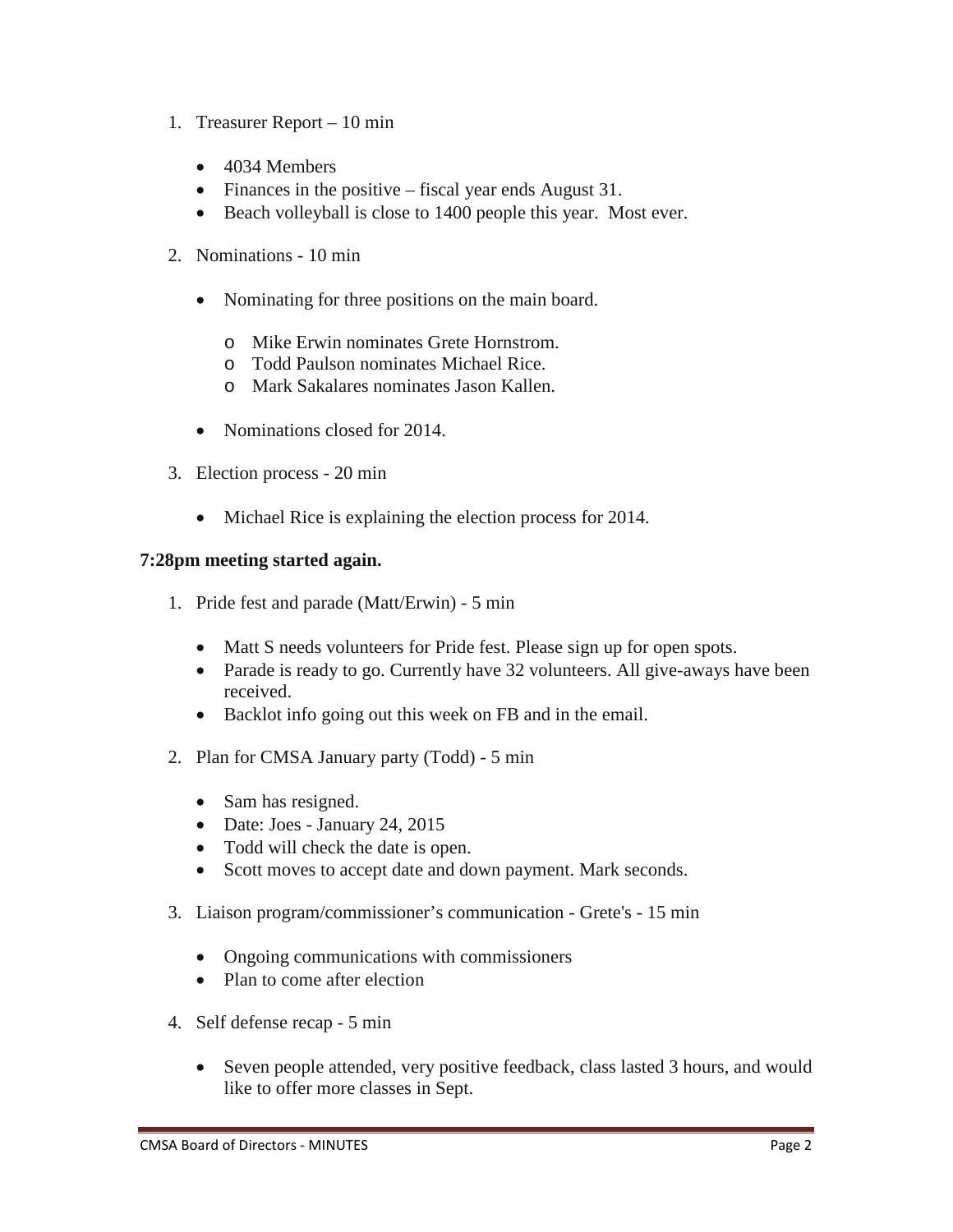1. Treasurer Report – 10 min

    - 4034 Members
    - Finances in the positive – fiscal year ends August 31.
    - Beach volleyball is close to 1400 people this year. Most ever.

2. Nominations - 10 min

    - Nominating for three positions on the main board.

        - Mike Erwin nominates Grete Hornstrom.
        - Todd Paulson nominates Michael Rice.
        - Mark Sakalares nominates Jason Kallen.

    - Nominations closed for 2014.

3. Election process - 20 min

    - Michael Rice is explaining the election process for 2014.

**7:28pm meeting started again.**

1. Pride fest and parade (Matt/Erwin) - 5 min

    - Matt S needs volunteers for Pride fest. Please sign up for open spots.
    - Parade is ready to go. Currently have 32 volunteers. All give-aways have been received.
    - Backlot info going out this week on FB and in the email.

2. Plan for CMSA January party (Todd) - 5 min

    - Sam has resigned.
    - Date: Joes - January 24, 2015
    - Todd will check the date is open.
    - Scott moves to accept date and down payment. Mark seconds.

3. Liaison program/commissioner's communication - Grete's - 15 min

    - Ongoing communications with commissioners
    - Plan to come after election

4. Self defense recap - 5 min

    - Seven people attended, very positive feedback, class lasted 3 hours, and would like to offer more classes in Sept.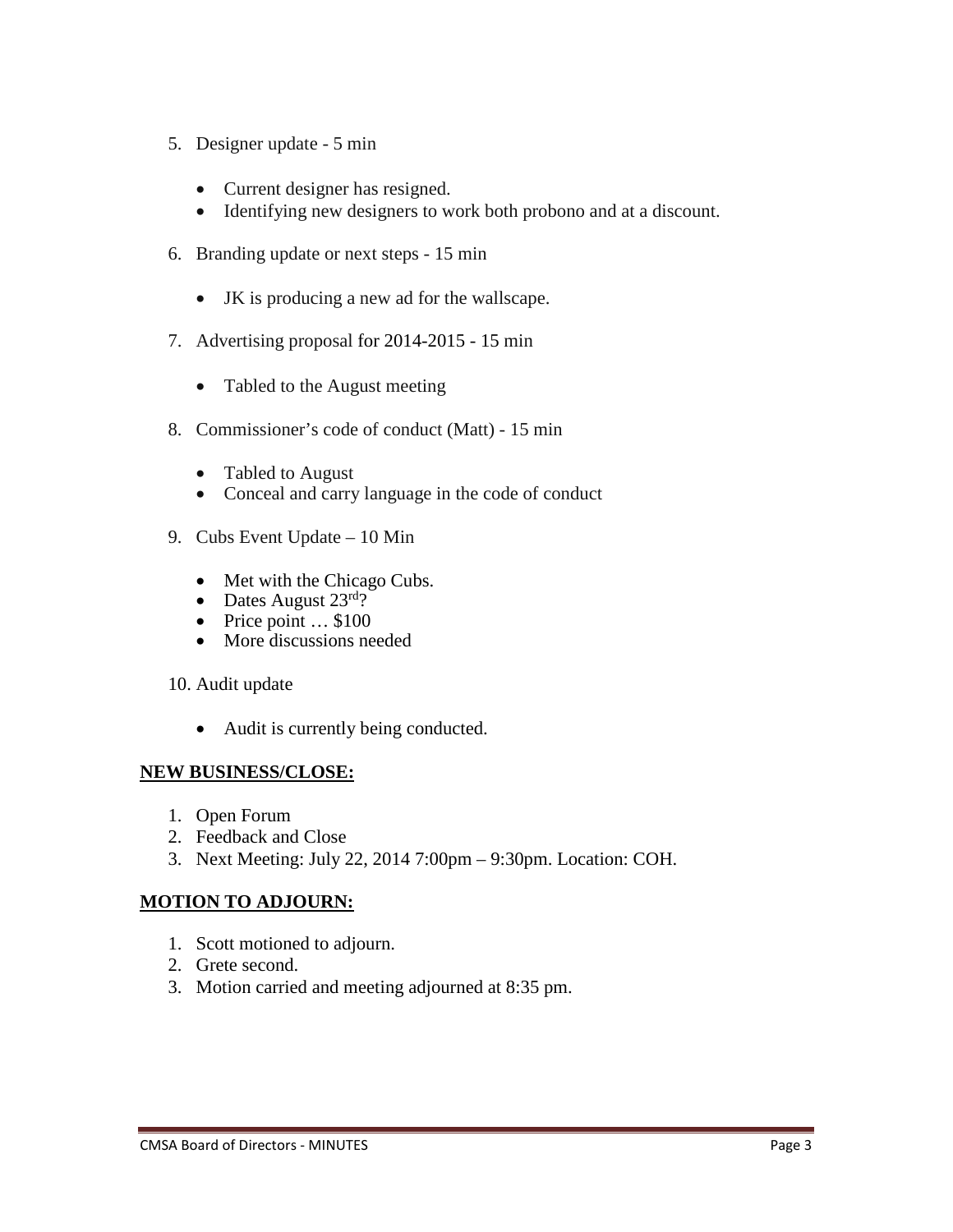5. Designer update - 5 min

   - Current designer has resigned.
   - Identifying new designers to work both probono and at a discount.

6. Branding update or next steps - 15 min

   - JK is producing a new ad for the wallscape.

7. Advertising proposal for 2014-2015 - 15 min

   - Tabled to the August meeting

8. Commissioner's code of conduct (Matt) - 15 min

   - Tabled to August
   - Conceal and carry language in the code of conduct

9. Cubs Event Update – 10 Min

   - Met with the Chicago Cubs.
   - Dates August 23rd?
   - Price point … $100
   - More discussions needed

10. Audit update

    - Audit is currently being conducted.

**NEW BUSINESS/CLOSE:**

1. Open Forum
2. Feedback and Close
3. Next Meeting: July 22, 2014 7:00pm – 9:30pm. Location: COH.

**MOTION TO ADJOURN:**

1. Scott motioned to adjourn.
2. Grete second.
3. Motion carried and meeting adjourned at 8:35 pm.